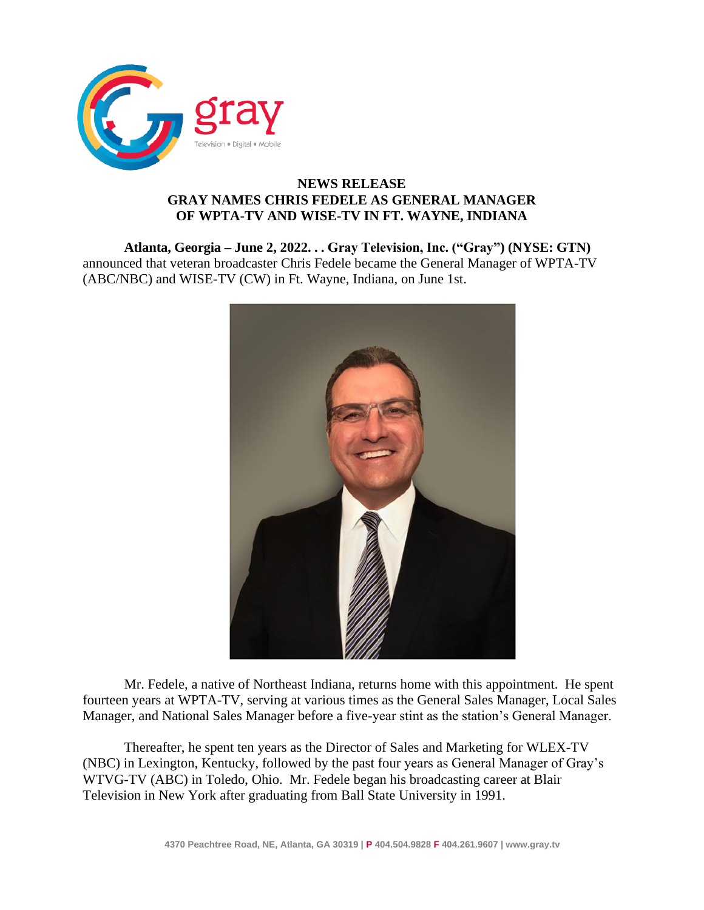gray

Television • Digital • Mobile

**NEWS RELEASE**
**GRAY NAMES CHRIS FEDELE AS GENERAL MANAGER OF WPTA-TV AND WISE-TV IN FT. WAYNE, INDIANA**

**Atlanta, Georgia – June 2, 2022. . . Gray Television, Inc. ("Gray") (NYSE: GTN)** announced that veteran broadcaster Chris Fedele became the General Manager of WPTA-TV (ABC/NBC) and WISE-TV (CW) in Ft. Wayne, Indiana, on June 1st.

Mr. Fedele, a native of Northeast Indiana, returns home with this appointment. He spent fourteen years at WPTA-TV, serving at various times as the General Sales Manager, Local Sales Manager, and National Sales Manager before a five-year stint as the station's General Manager.

Thereafter, he spent ten years as the Director of Sales and Marketing for WLEX-TV (NBC) in Lexington, Kentucky, followed by the past four years as General Manager of Gray's WTVG-TV (ABC) in Toledo, Ohio. Mr. Fedele began his broadcasting career at Blair Television in New York after graduating from Ball State University in 1991.

4370 Peachtree Road, NE, Atlanta, GA 30319 | P 404.504.9828 F 404.261.9607 | www.gray.tv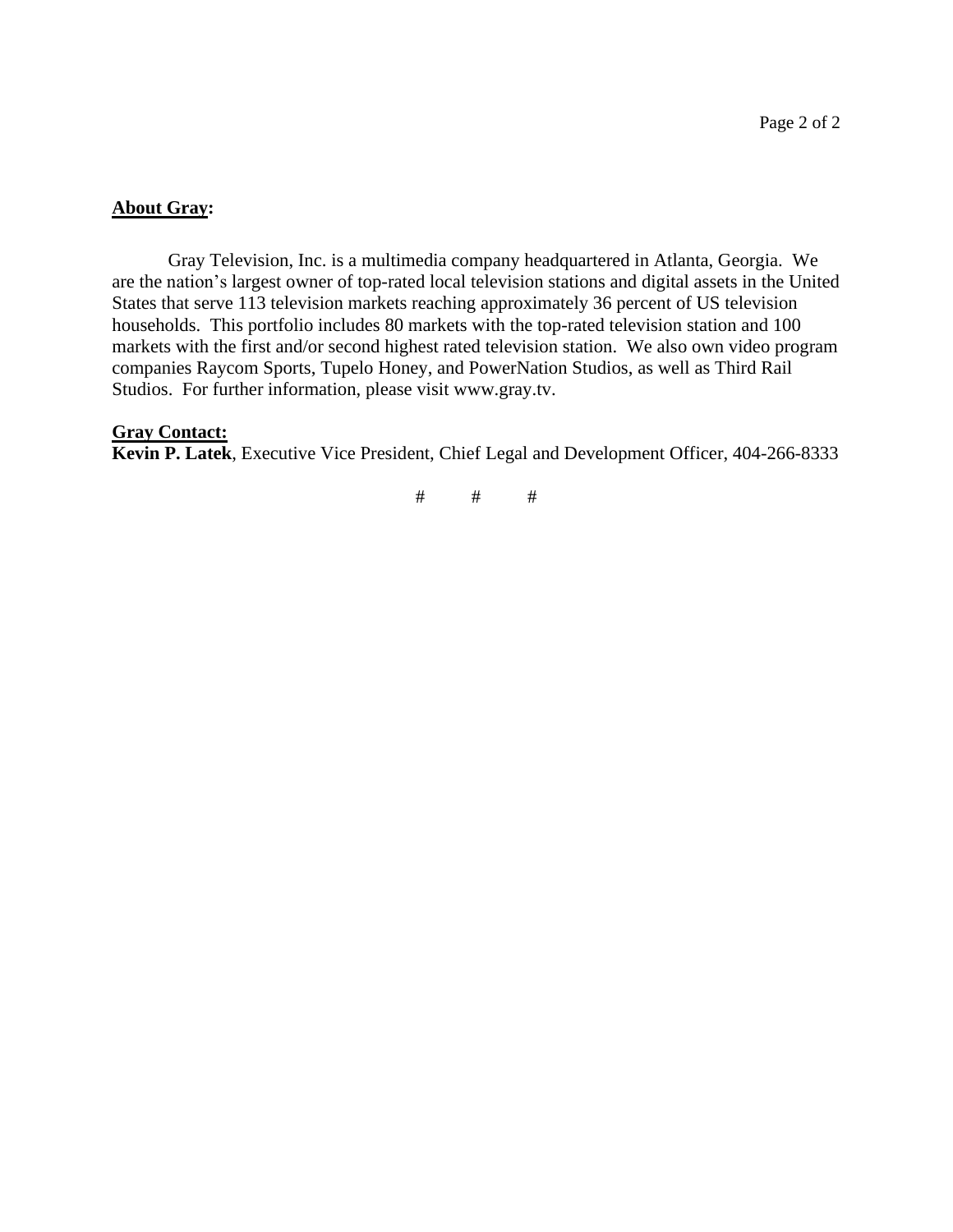**About Gray:**

Gray Television, Inc. is a multimedia company headquartered in Atlanta, Georgia. We are the nation's largest owner of top-rated local television stations and digital assets in the United States that serve 113 television markets reaching approximately 36 percent of US television households. This portfolio includes 80 markets with the top-rated television station and 100 markets with the first and/or second highest rated television station. We also own video program companies Raycom Sports, Tupelo Honey, and PowerNation Studios, as well as Third Rail Studios. For further information, please visit www.gray.tv.

**Gray Contact:**
**Kevin P. Latek**, Executive Vice President, Chief Legal and Development Officer, 404-266-8333

\# # #